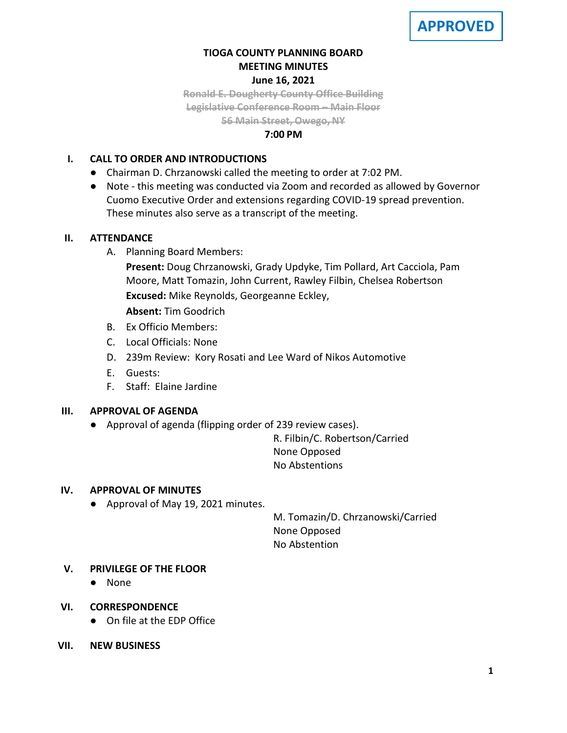**APPROVED**

# TIOGA COUNTY PLANNING BOARD
## MEETING MINUTES
### June 16, 2021

~~Ronald E. Dougherty County Office Building~~
~~Legislative Conference Room – Main Floor~~
~~56 Main Street, Owego, NY~~

**7:00 PM**

**I. CALL TO ORDER AND INTRODUCTIONS**

- Chairman D. Chrzanowski called the meeting to order at 7:02 PM.
- Note - this meeting was conducted via Zoom and recorded as allowed by Governor Cuomo Executive Order and extensions regarding COVID-19 spread prevention. These minutes also serve as a transcript of the meeting.

**II. ATTENDANCE**

A. Planning Board Members:
   **Present:** Doug Chrzanowski, Grady Updyke, Tim Pollard, Art Cacciola, Pam Moore, Matt Tomazin, John Current, Rawley Filbin, Chelsea Robertson
   **Excused:** Mike Reynolds, Georgeanne Eckley,
   **Absent:** Tim Goodrich

B. Ex Officio Members:

C. Local Officials: None

D. 239m Review: Kory Rosati and Lee Ward of Nikos Automotive

E. Guests:

F. Staff: Elaine Jardine

**III. APPROVAL OF AGENDA**

- Approval of agenda (flipping order of 239 review cases).

  R. Filbin/C. Robertson/Carried
  None Opposed
  No Abstentions

**IV. APPROVAL OF MINUTES**

- Approval of May 19, 2021 minutes.

  M. Tomazin/D. Chrzanowski/Carried
  None Opposed
  No Abstention

**V. PRIVILEGE OF THE FLOOR**

- None

**VI. CORRESPONDENCE**

- On file at the EDP Office

**VII. NEW BUSINESS**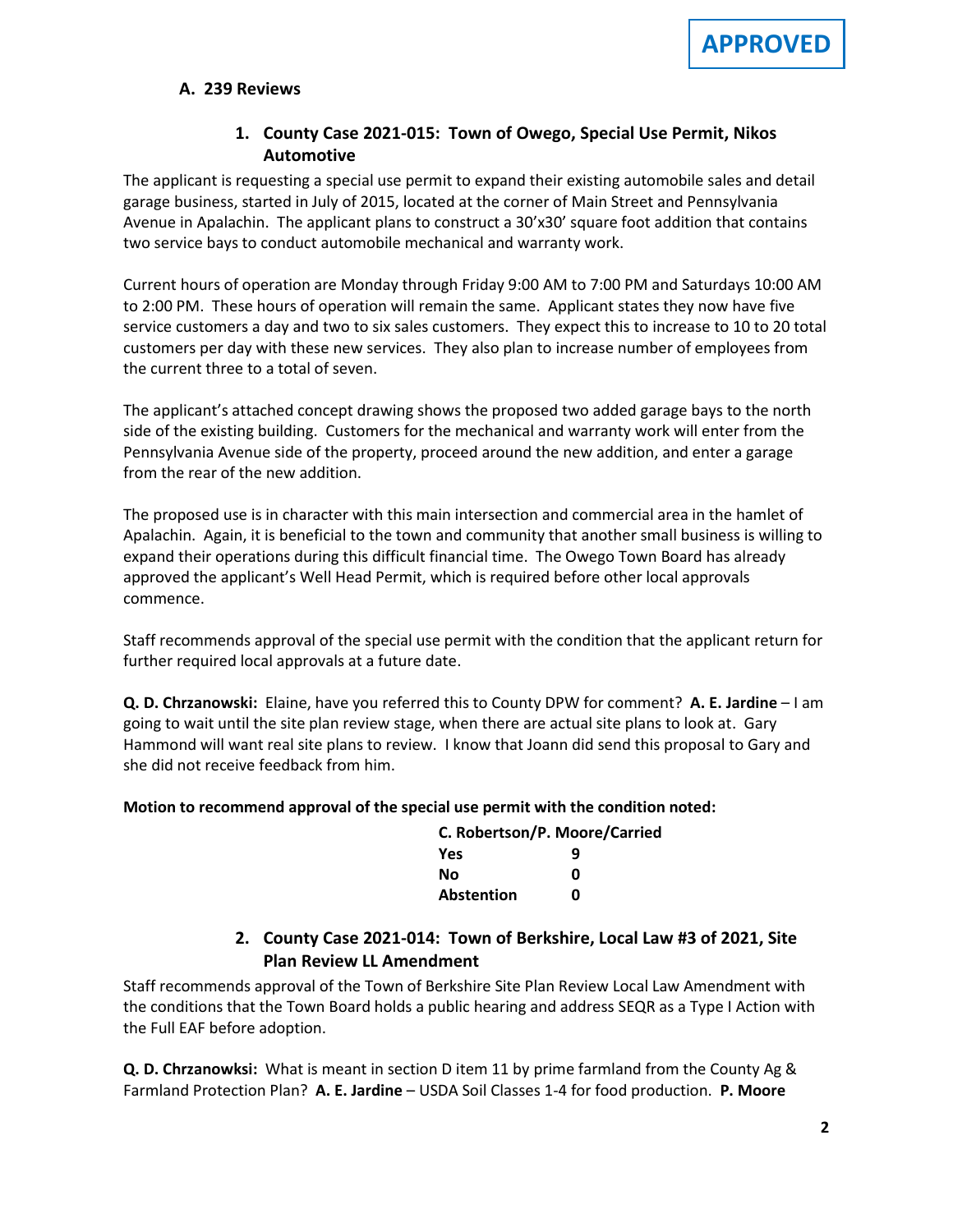**APPROVED**

## A. 239 Reviews

### 1. County Case 2021-015: Town of Owego, Special Use Permit, Nikos Automotive

The applicant is requesting a special use permit to expand their existing automobile sales and detail garage business, started in July of 2015, located at the corner of Main Street and Pennsylvania Avenue in Apalachin. The applicant plans to construct a 30'x30' square foot addition that contains two service bays to conduct automobile mechanical and warranty work.

Current hours of operation are Monday through Friday 9:00 AM to 7:00 PM and Saturdays 10:00 AM to 2:00 PM. These hours of operation will remain the same. Applicant states they now have five service customers a day and two to six sales customers. They expect this to increase to 10 to 20 total customers per day with these new services. They also plan to increase number of employees from the current three to a total of seven.

The applicant's attached concept drawing shows the proposed two added garage bays to the north side of the existing building. Customers for the mechanical and warranty work will enter from the Pennsylvania Avenue side of the property, proceed around the new addition, and enter a garage from the rear of the new addition.

The proposed use is in character with this main intersection and commercial area in the hamlet of Apalachin. Again, it is beneficial to the town and community that another small business is willing to expand their operations during this difficult financial time. The Owego Town Board has already approved the applicant's Well Head Permit, which is required before other local approvals commence.

Staff recommends approval of the special use permit with the condition that the applicant return for further required local approvals at a future date.

**Q. D. Chrzanowski:** Elaine, have you referred this to County DPW for comment? **A. E. Jardine** – I am going to wait until the site plan review stage, when there are actual site plans to look at. Gary Hammond will want real site plans to review. I know that Joann did send this proposal to Gary and she did not receive feedback from him.

**Motion to recommend approval of the special use permit with the condition noted:**

| **C. Robertson/P. Moore/Carried** | |
|---|---|
| **Yes** | **9** |
| **No** | **0** |
| **Abstention** | **0** |

### 2. County Case 2021-014: Town of Berkshire, Local Law #3 of 2021, Site Plan Review LL Amendment

Staff recommends approval of the Town of Berkshire Site Plan Review Local Law Amendment with the conditions that the Town Board holds a public hearing and address SEQR as a Type I Action with the Full EAF before adoption.

**Q. D. Chrzanowksi:** What is meant in section D item 11 by prime farmland from the County Ag & Farmland Protection Plan? **A. E. Jardine** – USDA Soil Classes 1-4 for food production. **P. Moore**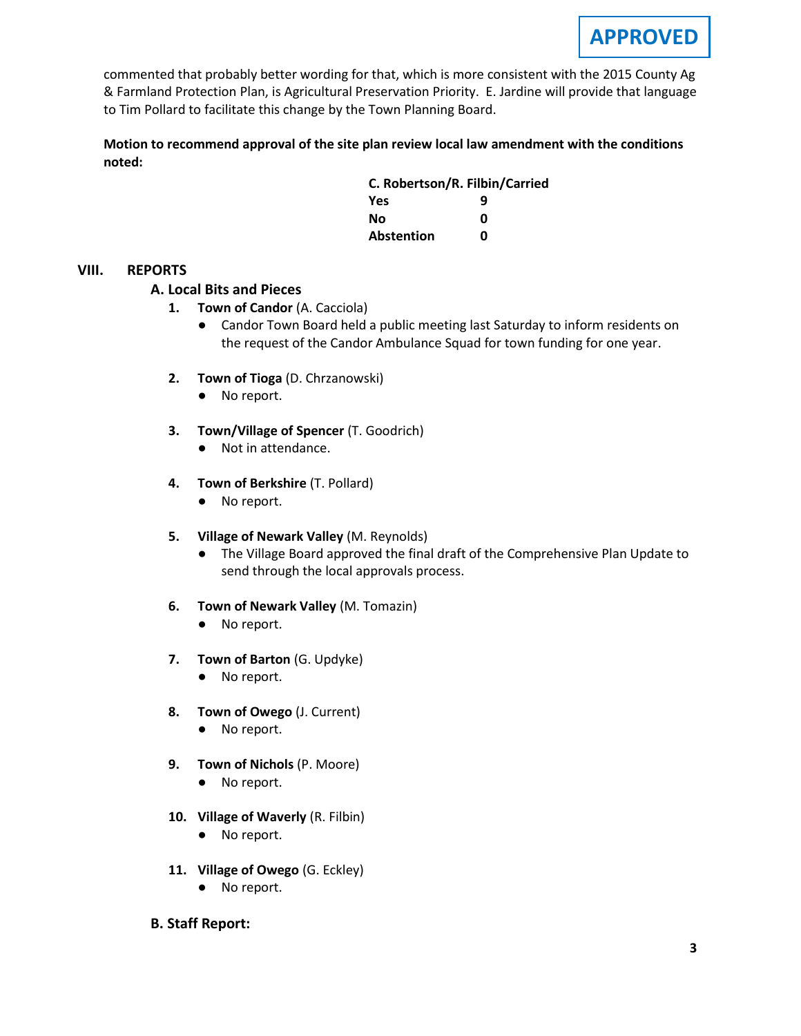**APPROVED**

commented that probably better wording for that, which is more consistent with the 2015 County Ag & Farmland Protection Plan, is Agricultural Preservation Priority. E. Jardine will provide that language to Tim Pollard to facilitate this change by the Town Planning Board.

**Motion to recommend approval of the site plan review local law amendment with the conditions noted:**

| **C. Robertson/R. Filbin/Carried** | |
|---|---|
| **Yes** | **9** |
| **No** | **0** |
| **Abstention** | **0** |

## VIII. REPORTS

### A. Local Bits and Pieces

1. **Town of Candor** (A. Cacciola)
   - Candor Town Board held a public meeting last Saturday to inform residents on the request of the Candor Ambulance Squad for town funding for one year.

2. **Town of Tioga** (D. Chrzanowski)
   - No report.

3. **Town/Village of Spencer** (T. Goodrich)
   - Not in attendance.

4. **Town of Berkshire** (T. Pollard)
   - No report.

5. **Village of Newark Valley** (M. Reynolds)
   - The Village Board approved the final draft of the Comprehensive Plan Update to send through the local approvals process.

6. **Town of Newark Valley** (M. Tomazin)
   - No report.

7. **Town of Barton** (G. Updyke)
   - No report.

8. **Town of Owego** (J. Current)
   - No report.

9. **Town of Nichols** (P. Moore)
   - No report.

10. **Village of Waverly** (R. Filbin)
    - No report.

11. **Village of Owego** (G. Eckley)
    - No report.

### B. Staff Report: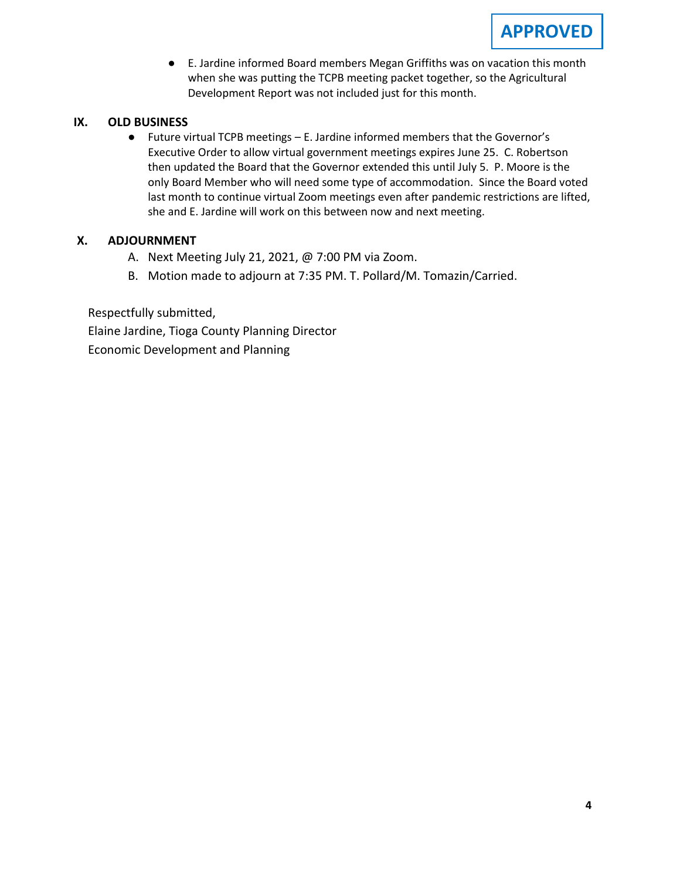**APPROVED**

- E. Jardine informed Board members Megan Griffiths was on vacation this month when she was putting the TCPB meeting packet together, so the Agricultural Development Report was not included just for this month.

## IX. OLD BUSINESS

- Future virtual TCPB meetings – E. Jardine informed members that the Governor's Executive Order to allow virtual government meetings expires June 25. C. Robertson then updated the Board that the Governor extended this until July 5. P. Moore is the only Board Member who will need some type of accommodation. Since the Board voted last month to continue virtual Zoom meetings even after pandemic restrictions are lifted, she and E. Jardine will work on this between now and next meeting.

## X. ADJOURNMENT

A. Next Meeting July 21, 2021, @ 7:00 PM via Zoom.

B. Motion made to adjourn at 7:35 PM. T. Pollard/M. Tomazin/Carried.

Respectfully submitted,
Elaine Jardine, Tioga County Planning Director
Economic Development and Planning